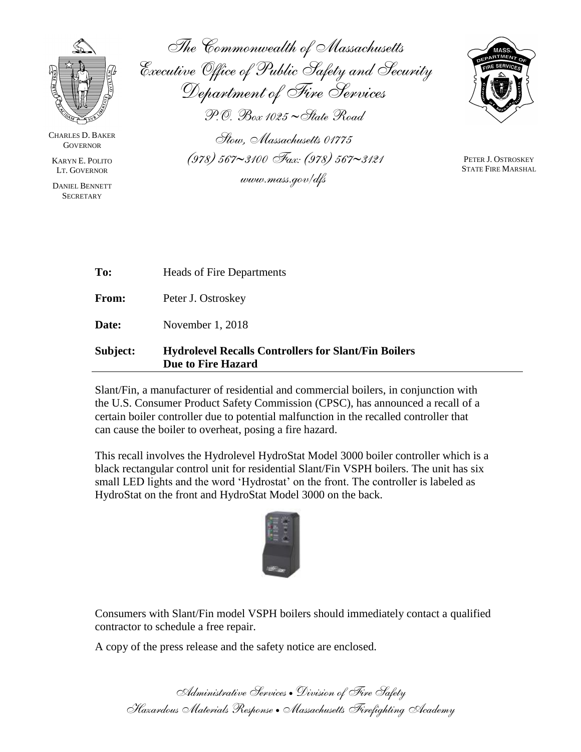The Commonwealth of Massachusetts
Executive Office of Public Safety and Security
Department of Fire Services
P.O. Box 1025 ~ State Road
Stow, Massachusetts 01775
(978) 567~3100 Fax: (978) 567~3121
www.mass.gov/dfs

CHARLES D. BAKER
GOVERNOR

KARYN E. POLITO
LT. GOVERNOR

DANIEL BENNETT
SECRETARY

PETER J. OSTROSKEY
STATE FIRE MARSHAL

**To:** Heads of Fire Departments

**From:** Peter J. Ostroskey

**Date:** November 1, 2018

**Subject:** **Hydrolevel Recalls Controllers for Slant/Fin Boilers Due to Fire Hazard**

Slant/Fin, a manufacturer of residential and commercial boilers, in conjunction with the U.S. Consumer Product Safety Commission (CPSC), has announced a recall of a certain boiler controller due to potential malfunction in the recalled controller that can cause the boiler to overheat, posing a fire hazard.

This recall involves the Hydrolevel HydroStat Model 3000 boiler controller which is a black rectangular control unit for residential Slant/Fin VSPH boilers. The unit has six small LED lights and the word 'Hydrostat' on the front. The controller is labeled as HydroStat on the front and HydroStat Model 3000 on the back.

Consumers with Slant/Fin model VSPH boilers should immediately contact a qualified contractor to schedule a free repair.

A copy of the press release and the safety notice are enclosed.

*Administrative Services • Division of Fire Safety*
*Hazardous Materials Response • Massachusetts Firefighting Academy*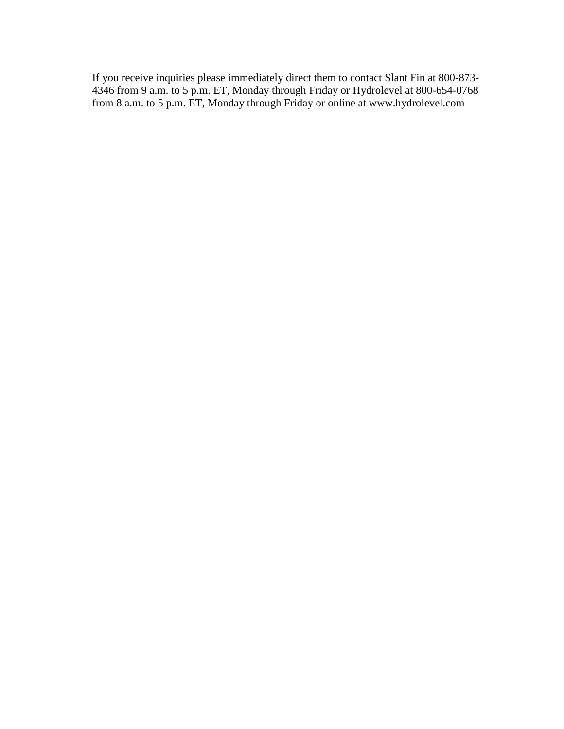If you receive inquiries please immediately direct them to contact Slant Fin at 800-873-4346 from 9 a.m. to 5 p.m. ET, Monday through Friday or Hydrolevel at 800-654-0768 from 8 a.m. to 5 p.m. ET, Monday through Friday or online at www.hydrolevel.com